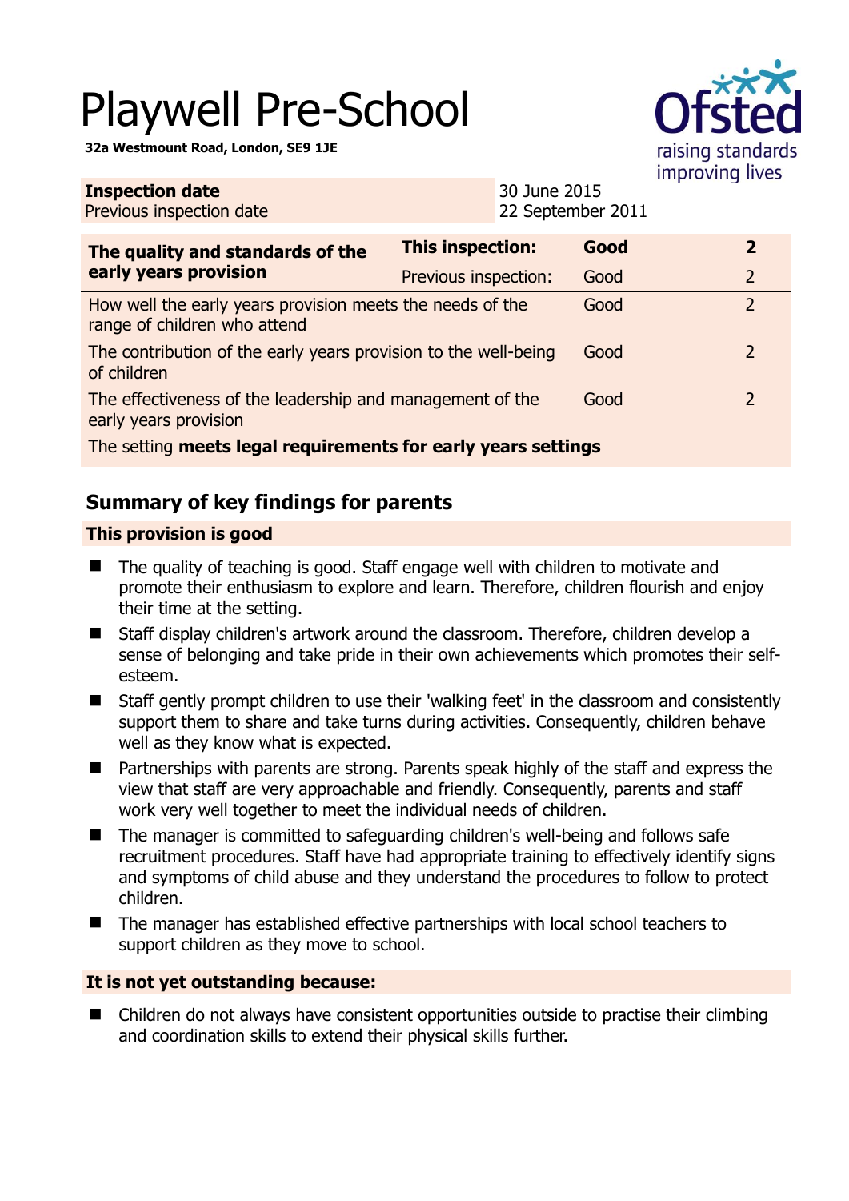# Playwell Pre-School

**32a Westmount Road, London, SE9 1JE**

| **Inspection date** | 30 June 2015 |
|---|---|
| Previous inspection date | 22 September 2011 |

| **The quality and standards of the early years provision** | **This inspection:** | **Good** | **2** |
|---|---|---|---|
| | Previous inspection: | Good | 2 |
| How well the early years provision meets the needs of the range of children who attend | | Good | 2 |
| The contribution of the early years provision to the well-being of children | | Good | 2 |
| The effectiveness of the leadership and management of the early years provision | | Good | 2 |
| The setting **meets legal requirements for early years settings** | | | |

## Summary of key findings for parents

### This provision is good

- The quality of teaching is good. Staff engage well with children to motivate and promote their enthusiasm to explore and learn. Therefore, children flourish and enjoy their time at the setting.
- Staff display children's artwork around the classroom. Therefore, children develop a sense of belonging and take pride in their own achievements which promotes their self-esteem.
- Staff gently prompt children to use their 'walking feet' in the classroom and consistently support them to share and take turns during activities. Consequently, children behave well as they know what is expected.
- Partnerships with parents are strong. Parents speak highly of the staff and express the view that staff are very approachable and friendly. Consequently, parents and staff work very well together to meet the individual needs of children.
- The manager is committed to safeguarding children's well-being and follows safe recruitment procedures. Staff have had appropriate training to effectively identify signs and symptoms of child abuse and they understand the procedures to follow to protect children.
- The manager has established effective partnerships with local school teachers to support children as they move to school.

### It is not yet outstanding because:

- Children do not always have consistent opportunities outside to practise their climbing and coordination skills to extend their physical skills further.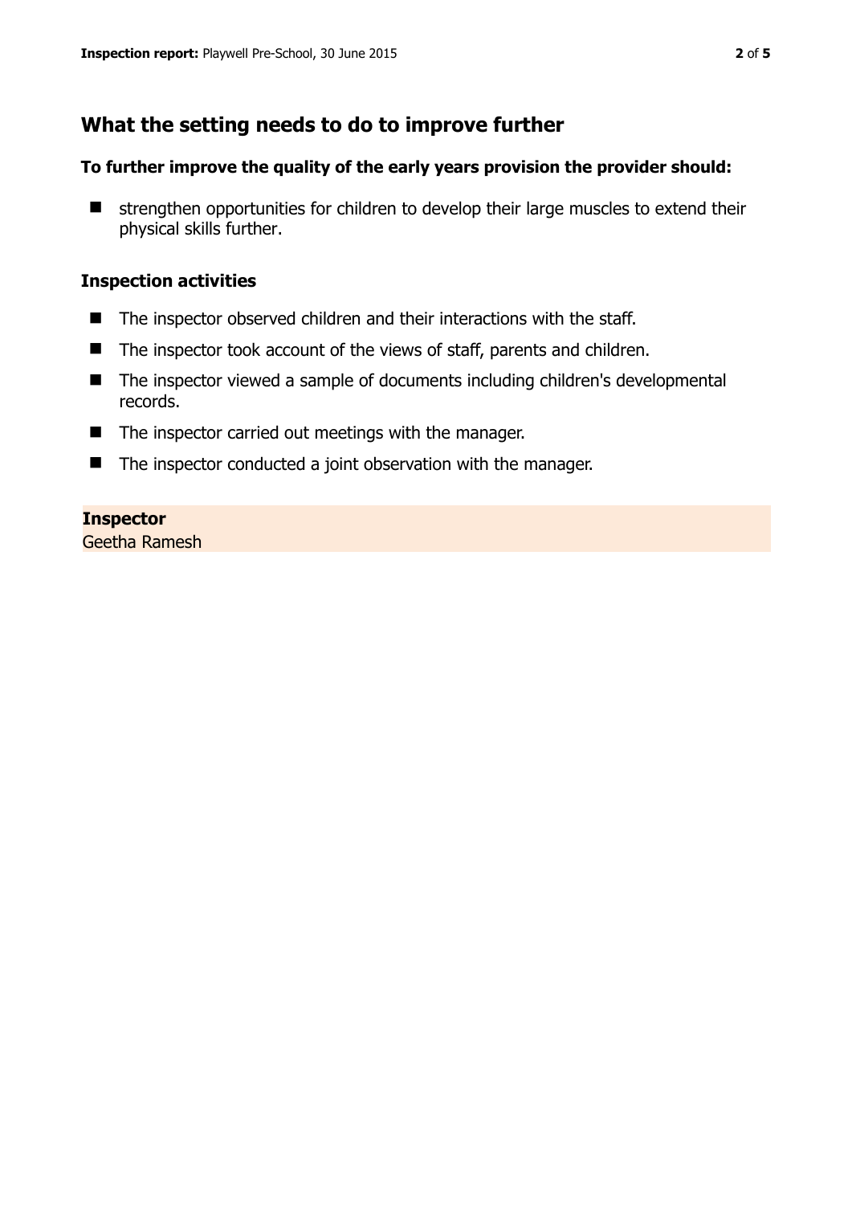## What the setting needs to do to improve further

**To further improve the quality of the early years provision the provider should:**

- strengthen opportunities for children to develop their large muscles to extend their physical skills further.

### Inspection activities

- The inspector observed children and their interactions with the staff.
- The inspector took account of the views of staff, parents and children.
- The inspector viewed a sample of documents including children's developmental records.
- The inspector carried out meetings with the manager.
- The inspector conducted a joint observation with the manager.

**Inspector**
Geetha Ramesh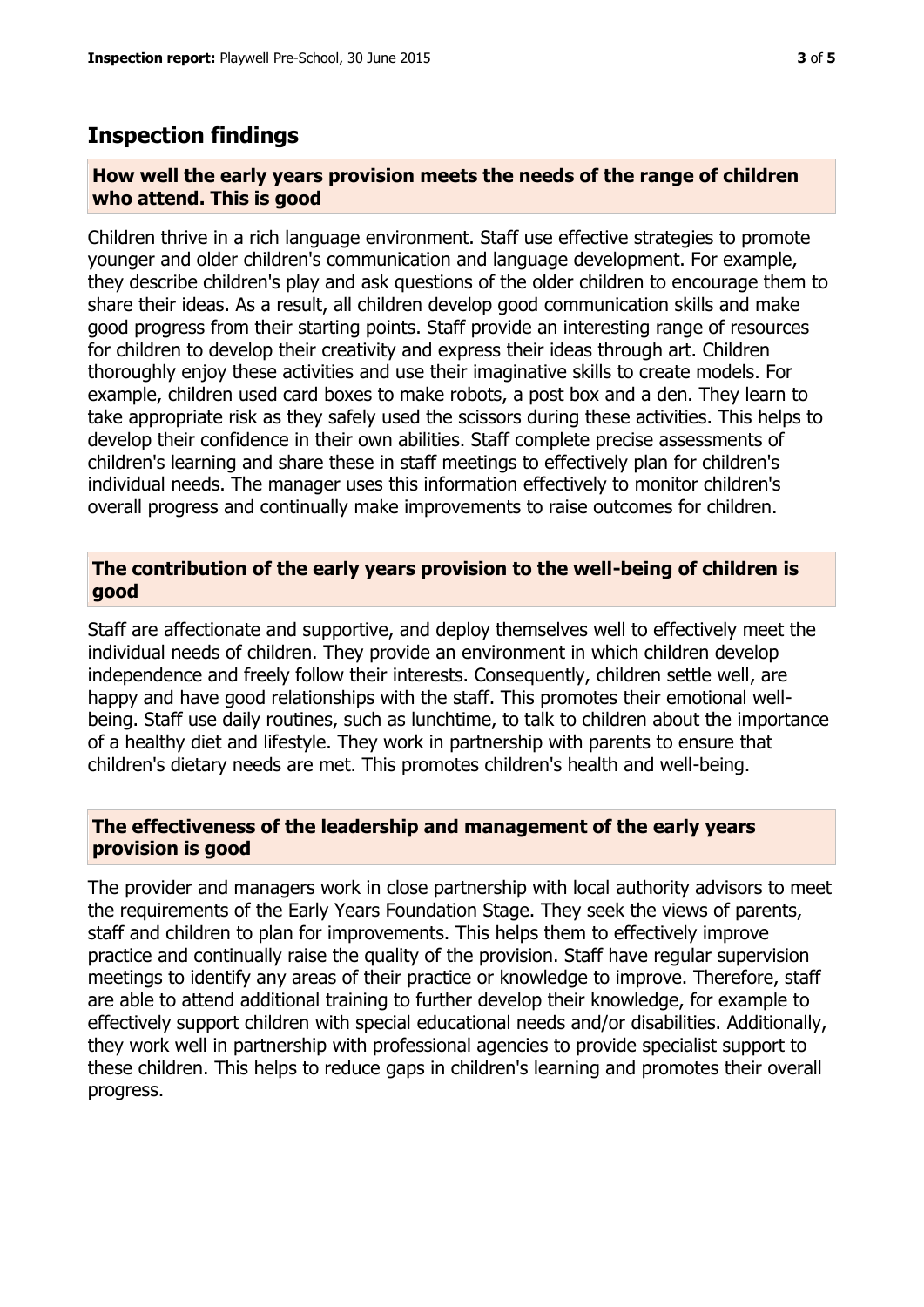## Inspection findings

### How well the early years provision meets the needs of the range of children who attend. This is good

Children thrive in a rich language environment. Staff use effective strategies to promote younger and older children's communication and language development. For example, they describe children's play and ask questions of the older children to encourage them to share their ideas. As a result, all children develop good communication skills and make good progress from their starting points. Staff provide an interesting range of resources for children to develop their creativity and express their ideas through art. Children thoroughly enjoy these activities and use their imaginative skills to create models. For example, children used card boxes to make robots, a post box and a den. They learn to take appropriate risk as they safely used the scissors during these activities. This helps to develop their confidence in their own abilities. Staff complete precise assessments of children's learning and share these in staff meetings to effectively plan for children's individual needs. The manager uses this information effectively to monitor children's overall progress and continually make improvements to raise outcomes for children.

### The contribution of the early years provision to the well-being of children is good

Staff are affectionate and supportive, and deploy themselves well to effectively meet the individual needs of children. They provide an environment in which children develop independence and freely follow their interests. Consequently, children settle well, are happy and have good relationships with the staff. This promotes their emotional well-being. Staff use daily routines, such as lunchtime, to talk to children about the importance of a healthy diet and lifestyle. They work in partnership with parents to ensure that children's dietary needs are met. This promotes children's health and well-being.

### The effectiveness of the leadership and management of the early years provision is good

The provider and managers work in close partnership with local authority advisors to meet the requirements of the Early Years Foundation Stage. They seek the views of parents, staff and children to plan for improvements. This helps them to effectively improve practice and continually raise the quality of the provision. Staff have regular supervision meetings to identify any areas of their practice or knowledge to improve. Therefore, staff are able to attend additional training to further develop their knowledge, for example to effectively support children with special educational needs and/or disabilities. Additionally, they work well in partnership with professional agencies to provide specialist support to these children. This helps to reduce gaps in children's learning and promotes their overall progress.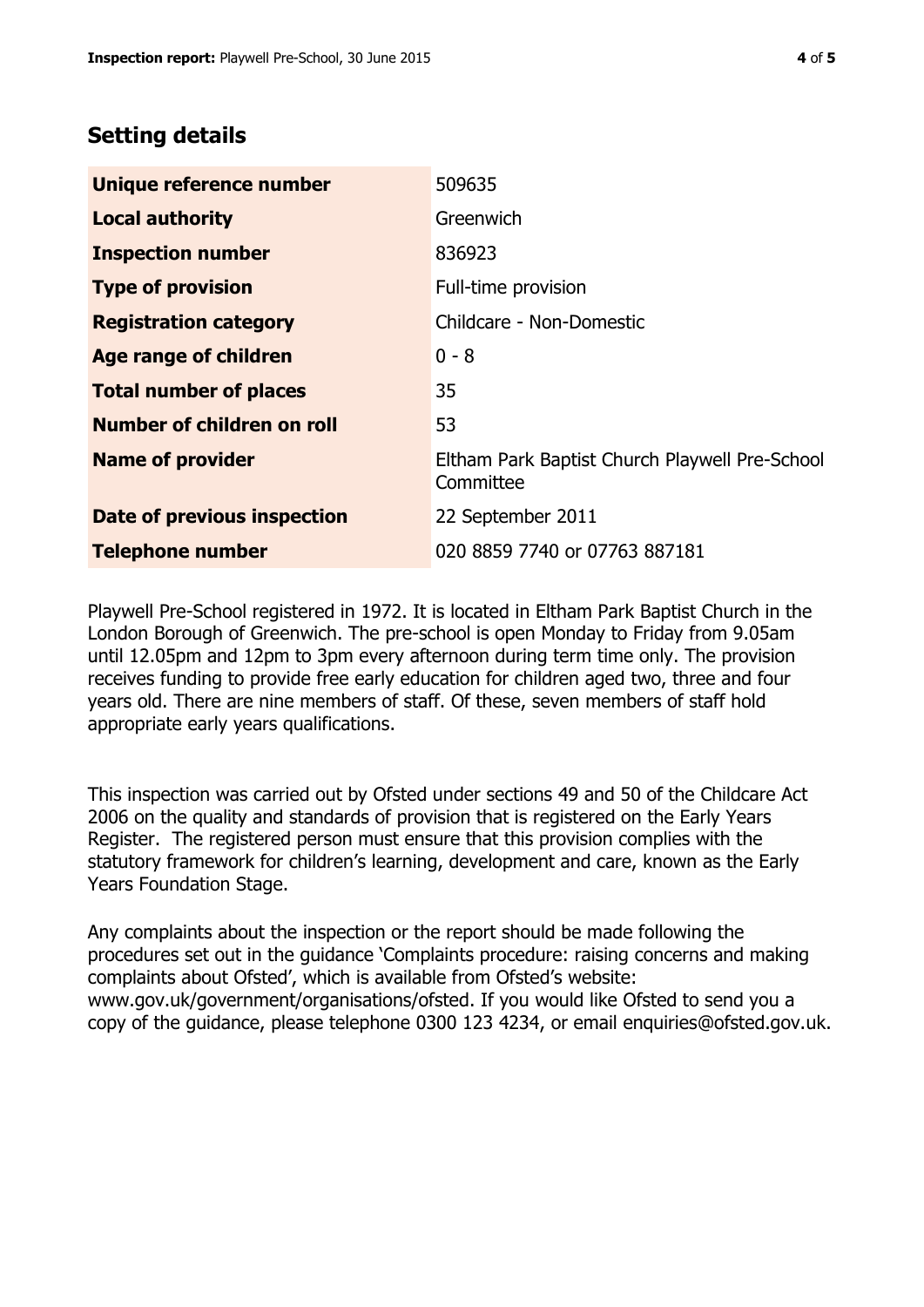## Setting details

| | |
|---|---|
| **Unique reference number** | 509635 |
| **Local authority** | Greenwich |
| **Inspection number** | 836923 |
| **Type of provision** | Full-time provision |
| **Registration category** | Childcare - Non-Domestic |
| **Age range of children** | 0 - 8 |
| **Total number of places** | 35 |
| **Number of children on roll** | 53 |
| **Name of provider** | Eltham Park Baptist Church Playwell Pre-School Committee |
| **Date of previous inspection** | 22 September 2011 |
| **Telephone number** | 020 8859 7740 or 07763 887181 |

Playwell Pre-School registered in 1972. It is located in Eltham Park Baptist Church in the London Borough of Greenwich. The pre-school is open Monday to Friday from 9.05am until 12.05pm and 12pm to 3pm every afternoon during term time only. The provision receives funding to provide free early education for children aged two, three and four years old. There are nine members of staff. Of these, seven members of staff hold appropriate early years qualifications.

This inspection was carried out by Ofsted under sections 49 and 50 of the Childcare Act 2006 on the quality and standards of provision that is registered on the Early Years Register. The registered person must ensure that this provision complies with the statutory framework for children's learning, development and care, known as the Early Years Foundation Stage.

Any complaints about the inspection or the report should be made following the procedures set out in the guidance 'Complaints procedure: raising concerns and making complaints about Ofsted', which is available from Ofsted's website: www.gov.uk/government/organisations/ofsted. If you would like Ofsted to send you a copy of the guidance, please telephone 0300 123 4234, or email enquiries@ofsted.gov.uk.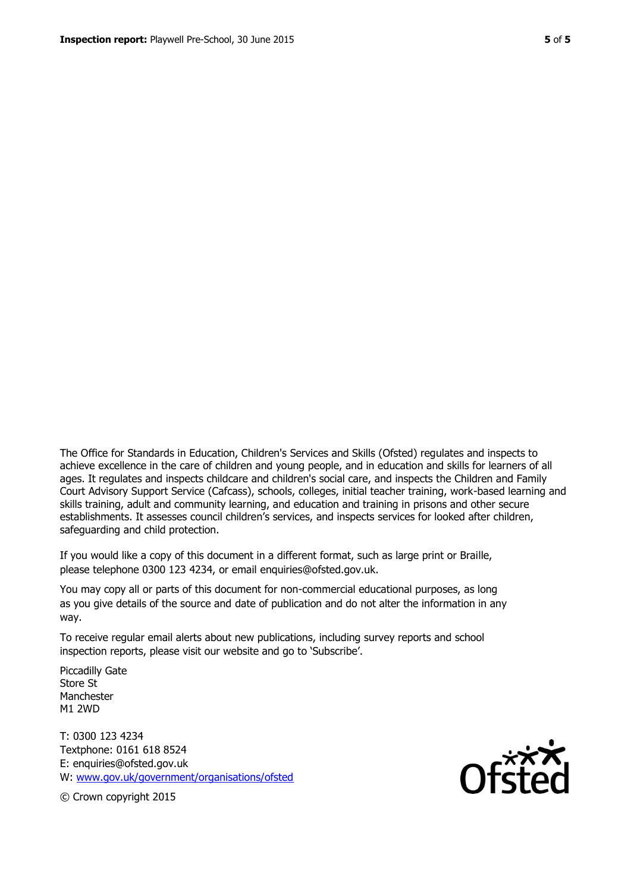The Office for Standards in Education, Children's Services and Skills (Ofsted) regulates and inspects to achieve excellence in the care of children and young people, and in education and skills for learners of all ages. It regulates and inspects childcare and children's social care, and inspects the Children and Family Court Advisory Support Service (Cafcass), schools, colleges, initial teacher training, work-based learning and skills training, adult and community learning, and education and training in prisons and other secure establishments. It assesses council children's services, and inspects services for looked after children, safeguarding and child protection.

If you would like a copy of this document in a different format, such as large print or Braille, please telephone 0300 123 4234, or email enquiries@ofsted.gov.uk.

You may copy all or parts of this document for non-commercial educational purposes, as long as you give details of the source and date of publication and do not alter the information in any way.

To receive regular email alerts about new publications, including survey reports and school inspection reports, please visit our website and go to 'Subscribe'.

Piccadilly Gate
Store St
Manchester
M1 2WD

T: 0300 123 4234
Textphone: 0161 618 8524
E: enquiries@ofsted.gov.uk
W: [www.gov.uk/government/organisations/ofsted](www.gov.uk/government/organisations/ofsted)

© Crown copyright 2015